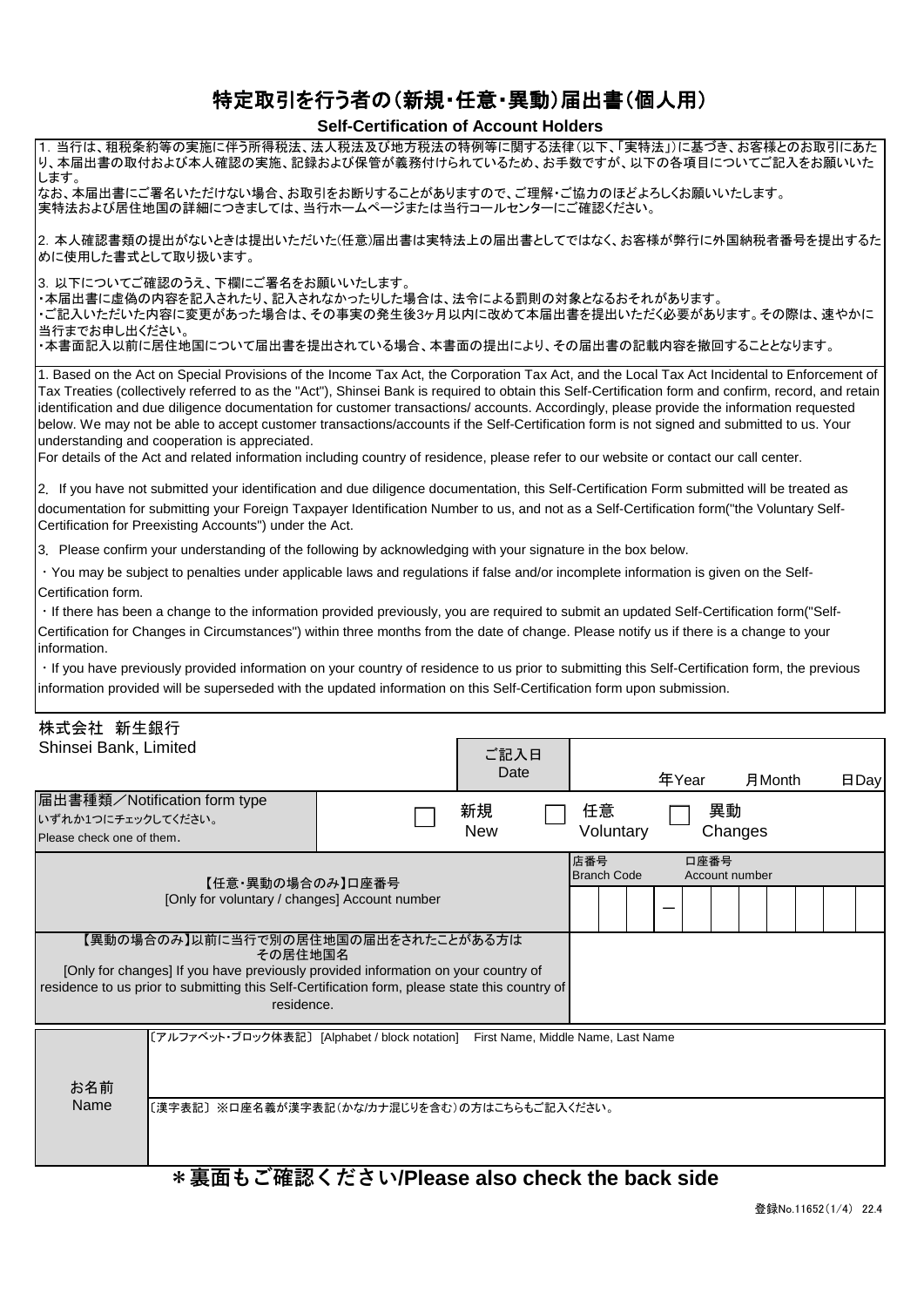# 特定取引を行う者の(新規・任意・異動)届出書(個人用)

**Self-Certification of Account Holders**

1. 当行は、租税条約等の実施に伴う所得税法、法人税法及び地方税法の特例等に関する法律(以下、「実特法」)に基づき、お客様とのお取引にあたり、本届出書の取付および本人確認の実施、記録および保管が義務付けられているため、お手数ですが、以下の各項目についてご記入をお願いいたします。
なお、本届出書にご署名いただけない場合、お取引をお断りすることがありますので、ご理解・ご協力のほどよろしくお願いいたします。
実特法および居住地国の詳細につきましては、当行ホームページまたは当行コールセンターにご確認ください。

2. 本人確認書類の提出がないときは提出いただいた(任意)届出書は実特法上の届出書としてではなく、お客様が弊行に外国納税者番号を提出するために使用した書式として取り扱います。

3. 以下についてご確認のうえ、下欄にご署名をお願いいたします。
・本届出書に虚偽の内容を記入されたり、記入されなかったりした場合は、法令による罰則の対象となるおそれがあります。
・ご記入いただいた内容に変更があった場合は、その事実の発生後3ヶ月以内に改めて本届出書を提出いただく必要があります。その際は、速やかに当行までお申し出ください。
・本書面記入以前に居住地国について届出書を提出されている場合、本書面の提出により、その届出書の記載内容を撤回することとなります。

1. Based on the Act on Special Provisions of the Income Tax Act, the Corporation Tax Act, and the Local Tax Act Incidental to Enforcement of Tax Treaties (collectively referred to as the "Act"), Shinsei Bank is required to obtain this Self-Certification form and confirm, record, and retain identification and due diligence documentation for customer transactions/ accounts. Accordingly, please provide the information requested below. We may not be able to accept customer transactions/accounts if the Self-Certification form is not signed and submitted to us. Your understanding and cooperation is appreciated.
For details of the Act and related information including country of residence, please refer to our website or contact our call center.

2. If you have not submitted your identification and due diligence documentation, this Self-Certification Form submitted will be treated as documentation for submitting your Foreign Taxpayer Identification Number to us, and not as a Self-Certification form("the Voluntary Self-Certification for Preexisting Accounts") under the Act.

3. Please confirm your understanding of the following by acknowledging with your signature in the box below.
・You may be subject to penalties under applicable laws and regulations if false and/or incomplete information is given on the Self-Certification form.
・If there has been a change to the information provided previously, you are required to submit an updated Self-Certification form("Self-Certification for Changes in Circumstances") within three months from the date of change. Please notify us if there is a change to your information.
・If you have previously provided information on your country of residence to us prior to submitting this Self-Certification form, the previous information provided will be superseded with the updated information on this Self-Certification form upon submission.

株式会社 新生銀行
Shinsei Bank, Limited

| | ご記入日 Date | 年Year 月Month 日Day |
|---|---|---|
| 届出書種類／Notification form type いずれか1つにチェックしてください。 Please check one of them. | ☐ 新規 New | ☐ 任意 Voluntary ☐ 異動 Changes |
| 【任意・異動の場合のみ】口座番号 [Only for voluntary / changes] Account number | | 店番号 Branch Code ー 口座番号 Account number |
| 【異動の場合のみ】以前に当行で別の居住地国の届出をされたことがある方は その居住地国名 [Only for changes] If you have previously provided information on your country of residence to us prior to submitting this Self-Certification form, please state this country of residence. | | |

| お名前 Name | 〔アルファベット・ブロック体表記〕 [Alphabet / block notation] First Name, Middle Name, Last Name |
|---|---|
| | 〔漢字表記〕 ※口座名義が漢字表記(かな/カナ混じりを含む)の方はこちらもご記入ください。 |

**＊裏面もご確認ください/Please also check the back side**

登録No.11652(1/4) 22.4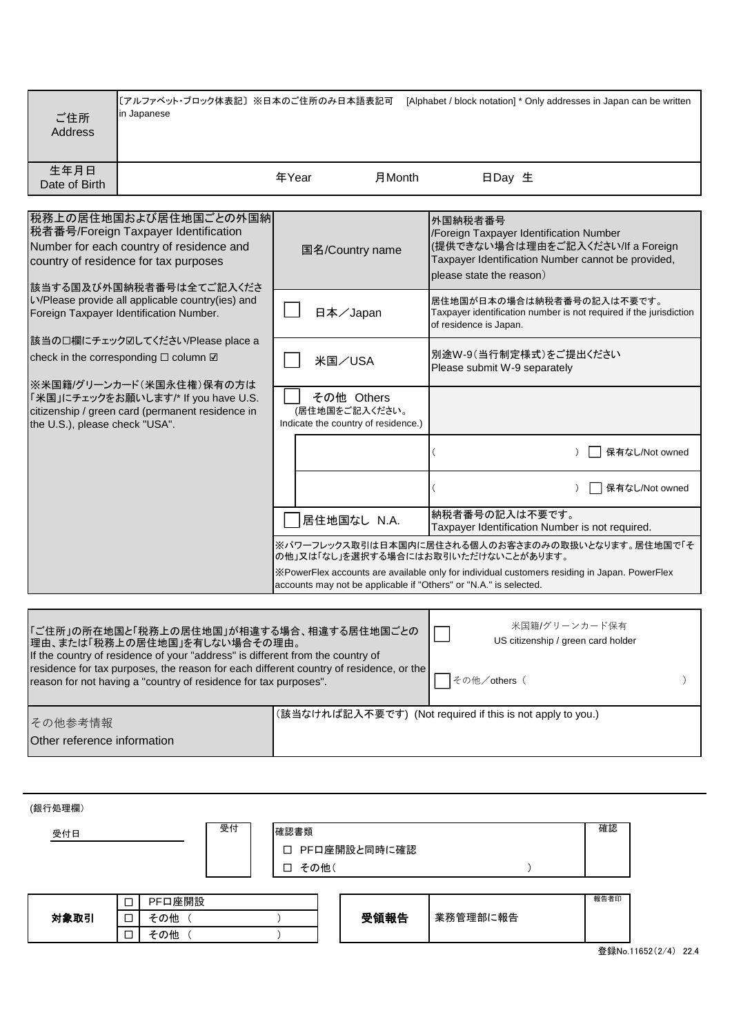| ご住所<br>Address | 〔アルファベット・ブロック体表記〕※日本のご住所のみ日本語表記可　[Alphabet / block notation] * Only addresses in Japan can be written in Japanese |
|---|---|
| 生年月日<br>Date of Birth | 年Year　　月Month　　日Day 生 |

| 税務上の居住地国および居住地国ごとの外国納税者番号/Foreign Taxpayer Identification Number for each country of residence and country of residence for tax purposes | 国名/Country name | | 外国納税者番号<br>/Foreign Taxpayer Identification Number<br>(提供できない場合は理由をご記入ください/If a Foreign Taxpayer Identification Number cannot be provided, please state the reason) |
|---|---|---|---|
| 該当する国及び外国納税者番号は全てご記入ください/Please provide all applicable country(ies) and Foreign Taxpayer Identification Number. | □ | 日本／Japan | 居住地国が日本の場合は納税者番号の記入は不要です。<br>Taxpayer identification number is not required if the jurisdiction of residence is Japan. |
| 該当の□欄にチェック☑してください/Please place a check in the corresponding □ column ☑ | □ | 米国／USA | 別途W-9（当行制定様式）をご提出ください<br>Please submit W-9 separately |
| ※米国籍/グリーンカード(米国永住権)保有の方は「米国」にチェックをお願いします/* If you have U.S. citizenship / green card (permanent residence in the U.S.), please check "USA". | □ | その他 Others<br>(居住地国をご記入ください。<br>Indicate the country of residence.) | |
| | | | (　　　　　　　　) □ 保有なし/Not owned |
| | | | (　　　　　　　　) □ 保有なし/Not owned |
| | □ | 居住地国なし N.A. | 納税者番号の記入は不要です。<br>Taxpayer Identification Number is not required. |
| | ※パワーフレックス取引は日本国内に居住される個人のお客さまのみの取扱いとなります。居住地国で「その他」又は「なし」を選択する場合にはお取引いただけないことがあります。<br>※PowerFlex accounts are available only for individual customers residing in Japan. PowerFlex accounts may not be applicable if "Others" or "N.A." is selected. | | |

| 「ご住所」の所在地国と「税務上の居住地国」が相違する場合、相違する居住地国ごとの理由、または「税務上の居住地国」を有しない場合その理由。<br>If the country of residence of your "address" is different from the country of residence for tax purposes, the reason for each different country of residence, or the reason for not having a "country of residence for tax purposes". | □ 米国籍/グリーンカード保有<br>US citizenship / green card holder<br><br>□ その他／others（　　　　　　） |
|---|---|
| その他参考情報<br>Other reference information | （該当なければ記入不要です） (Not required if this is not apply to you.) |

(銀行処理欄)

| 受付日 | 受付 | 確認書類<br>□ PF口座開設と同時に確認<br>□ その他（　　　　　） | 確認 |
|---|---|---|---|

| 対象取引 | □ PF口座開設<br>□ その他（　　　　）<br>□ その他（　　　　） | 受領報告 | 業務管理部に報告 | 報告者印 |
|---|---|---|---|---|

登録No.11652(2/4) 22.4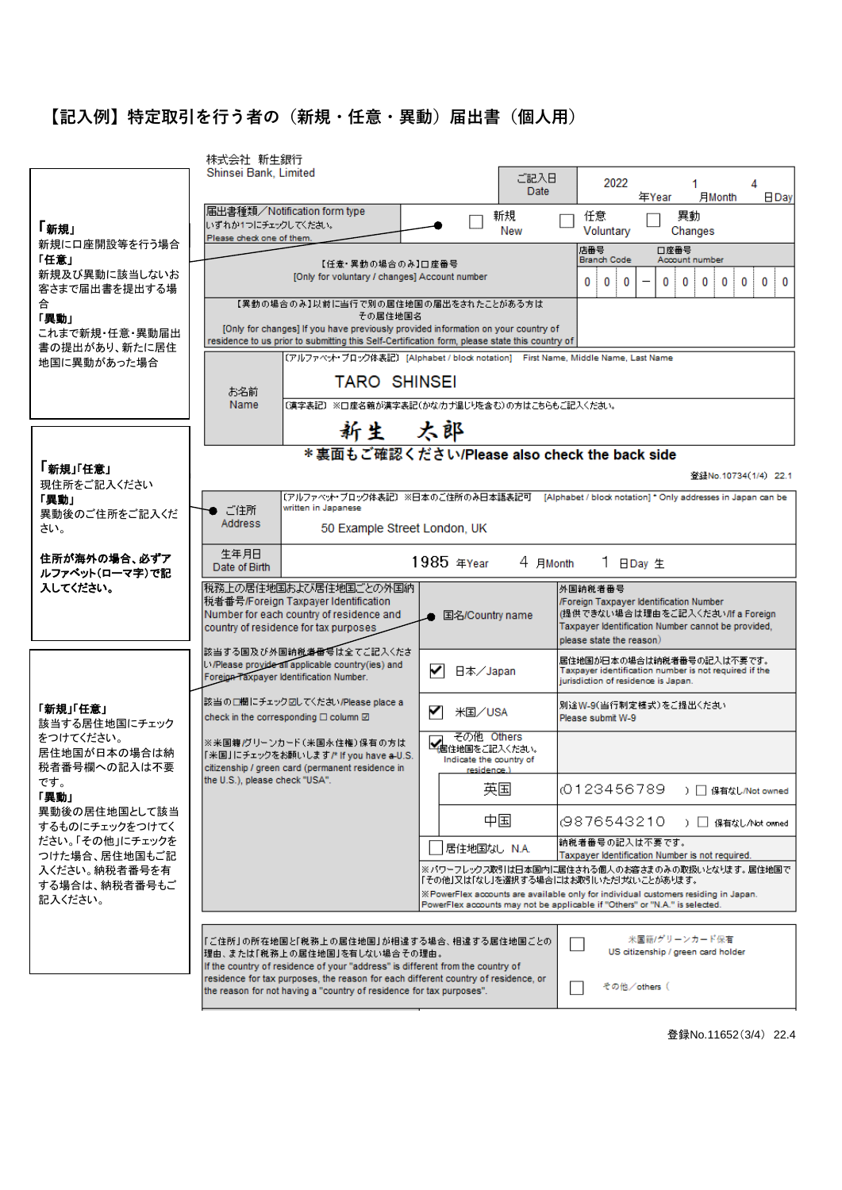# 【記入例】特定取引を行う者の（新規・任意・異動）届出書（個人用）

**「新規」**
新規に口座開設等を行う場合
**「任意」**
新規及び異動に該当しないお客さままで届出書を提出する場合
**「異動」**
これまで新規・任意・異動届出書の提出があり、新たに居住地国に異動があった場合

株式会社 新生銀行
Shinsei Bank, Limited

| ご記入日 Date | 2022 年Year | 1 月Month | 4 日Day |
|---|---|---|---|

| 届出書種類／Notification form type いずれか1つにチェックしてください。 Please check one of them. | ☐ 新規 New | ☐ 任意 Voluntary | ☐ 異動 Changes |
|---|---|---|---|

| 【任意・異動の場合のみ】口座番号 [Only for voluntary / changes] Account number | 店番号 Branch Code: 0 0 0 | 口座番号 Account number: 0 0 0 0 0 0 0 |
|---|---|---|

【異動の場合のみ】以前に当行で別の居住地国の届出をされたことがある方はその居住地国名
[Only for changes] If you have previously provided information on your country of residence to us prior to submitting this Self-Certification form, please state this country of

| お名前 Name | 〔アルファベット・ブロック体表記〕 [Alphabet / block notation] First Name, Middle Name, Last Name: TARO SHINSEI |
|---|---|
| | 〔漢字表記〕 ※口座名義が漢字表記(かな/カナ混じりを含む)の方はこちらもご記入ください。: 新生 太郎 |

**＊裏面もご確認ください/Please also check the back side**

登録No.10734(1/4) 22.1

**「新規」「任意」**
現住所をご記入ください
**「異動」**
異動後のご住所をご記入ください。

**住所が海外の場合、必ずアルファベット(ローマ字)で記入してください。**

| ご住所 Address | 〔アルファベット・ブロック体表記〕 ※日本のご住所のみ日本語表記可 [Alphabet / block notation] * Only addresses in Japan can be written in Japanese: 50 Example Street London, UK |
|---|---|
| 生年月日 Date of Birth | 1985 年Year 4 月Month 1 日Day 生 |

**「新規」「任意」**
該当する居住地国にチェックをつけてください。
居住地国が日本の場合は納税者番号欄への記入は不要です。
**「異動」**
異動後の居住地国として該当するものにチェックをつけてください。「その他」にチェックをつけた場合、居住地国もご記入ください。納税者番号を有する場合は、納税者番号もご記入ください。

| 税務上の居住地国および居住地国ごとの外国納税者番号/Foreign Taxpayer Identification Number for each country of residence and country of residence for tax purposes | 国名/Country name | 外国納税者番号 /Foreign Taxpayer Identification Number (提供できない場合は理由をご記入ください/If a Foreign Taxpayer Identification Number cannot be provided, please state the reason) |
|---|---|---|
| 該当する国及び外国納税者番号は全てご記入ください/Please provide all applicable country(ies) and Foreign Taxpayer Identification Number. | ☑ 日本／Japan | 居住地国が日本の場合は納税者番号の記入は不要です。 Taxpayer identification number is not required if the jurisdiction of residence is Japan. |
| 該当の☐欄にチェック☑してください/Please place a check in the corresponding ☐ column ☑ | ☑ 米国／USA | 別途W-9(当行制定様式)をご提出ください Please submit W-9 |
| ※米国籍/グリーンカード(米国永住権)保有の方は「米国」にチェックをお願いします/* If you have a U.S. citizenship / green card (permanent residence in the U.S.), please check "USA". | ☑ その他 Others 居住地国をご記入ください。Indicate the country of residence.) | |
| | 英国 | (0123456789 ) ☐ 保有なし/Not owned |
| | 中国 | (9876543210 ) ☐ 保有なし/Not owned |
| | ☐ 居住地国なし N.A. | 納税者番号の記入は不要です。 Taxpayer Identification Number is not required. |

※パワーフレックス取引は日本国内に居住される個人のお客さまのみの取扱いとなります。居住地国で「その他」又は「なし」を選択する場合にはお取引いただけないことがあります。
※PowerFlex accounts are available only for individual customers residing in Japan. PowerFlex accounts may not be applicable if "Others" or "N.A." is selected.

| 「ご住所」の所在地国と「税務上の居住地国」が相違する場合、相違する居住地国ごとの理由、または「税務上の居住地国」を有しない場合その理由。 If the country of residence of your "address" is different from the country of residence for tax purposes, the reason for each different country of residence, or the reason for not having a "country of residence for tax purposes". | ☐ 米国籍/グリーンカード保有 US citizenship / green card holder |
|---|---|
| | ☐ その他／others（ |

登録No.11652(3/4) 22.4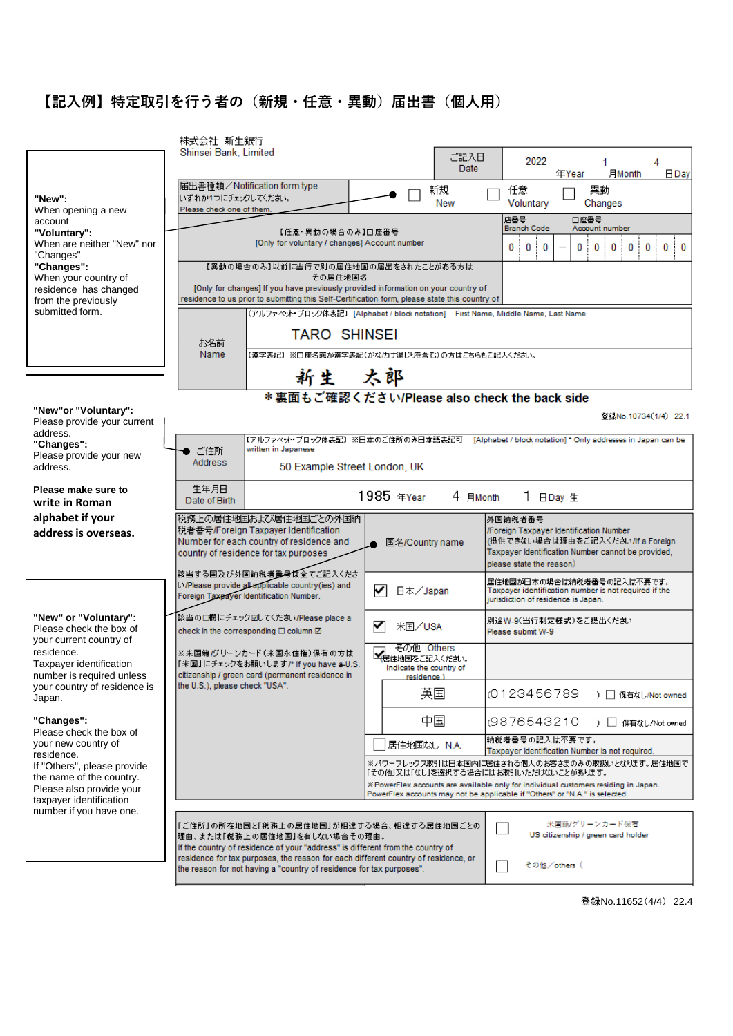# 【記入例】特定取引を行う者の（新規・任意・異動）届出書（個人用）

**"New":**
When opening a new account
**"Voluntary":**
When are neither "New" nor "Changes"
**"Changes":**
When your country of residence has changed from the previously submitted form.

株式会社 新生銀行
Shinsei Bank, Limited

| | | | | |
|---|---|---|---|---|
| ご記入日 Date | 2022 年Year | 1 月Month | 4 日Day | |
| 届出書種類／Notification form type いずれか1つにチェックしてください。Please check one of them. | ☐ 新規 New | ☐ 任意 Voluntary | ☐ 異動 Changes | |
| 【任意・異動の場合のみ】口座番号 [Only for voluntary / changes] Account number | 店番号 Branch Code: 0 0 0 | 口座番号 Account number: 0 0 0 0 0 0 0 | | |
| 【異動の場合のみ】以前に当行で別の居住地国の届出をされたことがある方はその居住地国名 [Only for changes] If you have previously provided information on your country of residence to us prior to submitting this Self-Certification form, please state this country of | | | | |
| お名前 Name | 〔アルファベット・ブロック体表記〕 [Alphabet / block notation] First Name, Middle Name, Last Name: TARO SHINSEI | | | |
| | 〔漢字表記〕 ※口座名義が漢字表記(かな/カナ混じりを含む)の方はこちらもご記入ください。: 新生 太郎 | | | |

**＊裏面もご確認ください/Please also check the back side**

登録No.10734(1/4) 22.1

**"New"or "Voluntary":**
Please provide your current address.
**"Changes":**
Please provide your new address.

**Please make sure to write in Roman alphabet if your address is overseas.**

**"New" or "Voluntary":**
Please check the box of your current country of residence.
Taxpayer identification number is required unless your country of residence is Japan.

**"Changes":**
Please check the box of your new country of residence.
If "Others", please provide the name of the country.
Please also provide your taxpayer identification number if you have one.

| | | |
|---|---|---|
| ご住所 Address | 〔アルファベット・ブロック体表記〕 ※日本のご住所のみ日本語表記可 [Alphabet / block notation] * Only addresses in Japan can be written in Japanese: 50 Example Street London, UK | |
| 生年月日 Date of Birth | 1985 年Year 4 月Month 1 日Day 生 | |

| 税務上の居住地国および居住地国ごとの外国納税者番号/Foreign Taxpayer Identification Number for each country of residence and country of residence for tax purposes | 国名/Country name | 外国納税者番号 /Foreign Taxpayer Identification Number (提供できない場合は理由をご記入ください/If a Foreign Taxpayer Identification Number cannot be provided, please state the reason) |
|---|---|---|
| 該当する国及び外国納税者番号を全てご記入ください/Please provide all applicable country(ies) and Foreign Taxpayer Identification Number. | ☑ 日本／Japan | 居住地国が日本の場合は納税者番号の記入は不要です。Taxpayer identification number is not required if the jurisdiction of residence is Japan. |
| 該当の☐欄にチェック☑してください/Please place a check in the corresponding ☐ column ☑ | ☑ 米国／USA | 別途W-9(当行制定様式)をご提出ください Please submit W-9 |
| ※米国籍/グリーンカード(米国永住権)保有の方は「米国」にチェックをお願いします/* If you have a U.S. citizenship / green card (permanent residence in the U.S.), please check "USA". | ☑ その他 Others 居住地国をご記入ください。Indicate the country of residence. | |
| | 英国 | (0123456789 ) ☐ 保有なし/Not owned |
| | 中国 | (9876543210 ) ☐ 保有なし/Not owned |
| | ☐ 居住地国なし N.A. | 納税者番号の記入は不要です。Taxpayer Identification Number is not required. |

※パワーフレックス取引は日本国内に居住される個人のお客さまのみの取扱いとなります。居住地国で「その他」又は「なし」を選択する場合にはお取引いただけないことがあります。
※PowerFlex accounts are available only for individual customers residing in Japan. PowerFlex accounts may not be applicable if "Others" or "N.A." is selected.

| | |
|---|---|
| 「ご住所」の所在地国と「税務上の居住地国」が相違する場合、相違する居住地国ごとの理由、または「税務上の居住地国」を有しない場合その理由。If the country of residence of your "address" is different from the country of residence for tax purposes, the reason for each different country of residence, or the reason for not having a "country of residence for tax purposes". | ☐ 米国籍/グリーンカード保有 US citizenship / green card holder<br>☐ その他／others ( |

登録No.11652(4/4) 22.4